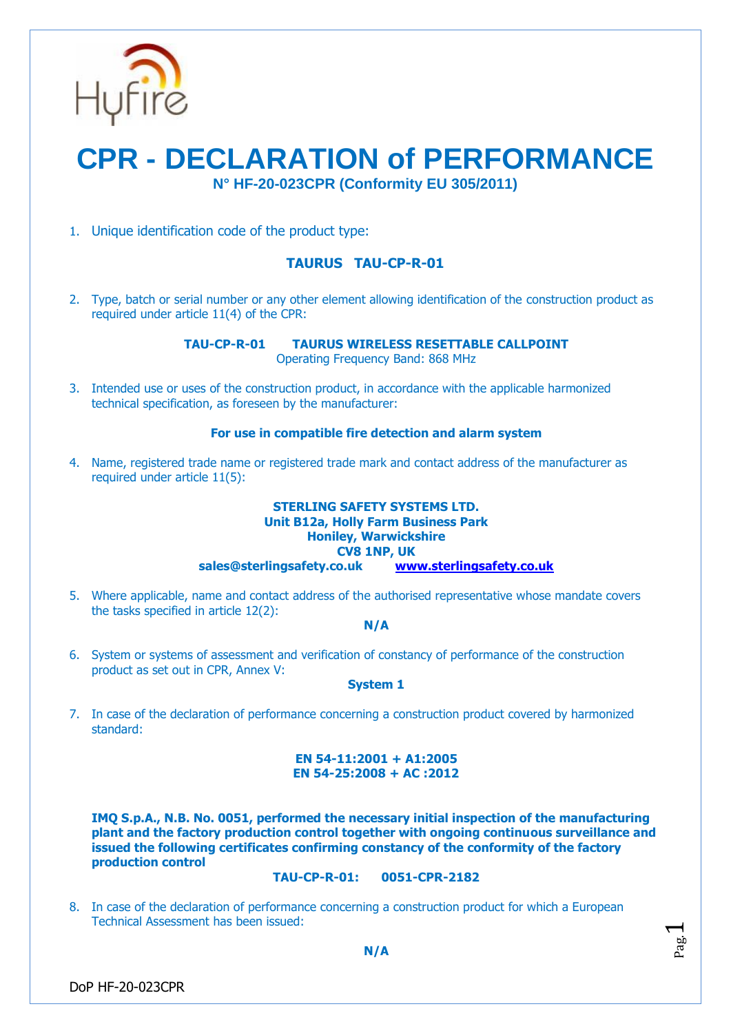Hyfire

# CPR - DECLARATION of PERFORMANCE

**N° HF-20-023CPR (Conformity EU 305/2011)**

1. Unique identification code of the product type:

   **TAURUS TAU-CP-R-01**

2. Type, batch or serial number or any other element allowing identification of the construction product as required under article 11(4) of the CPR:

   **TAU-CP-R-01 TAURUS WIRELESS RESETTABLE CALLPOINT**
   Operating Frequency Band: 868 MHz

3. Intended use or uses of the construction product, in accordance with the applicable harmonized technical specification, as foreseen by the manufacturer:

   **For use in compatible fire detection and alarm system**

4. Name, registered trade name or registered trade mark and contact address of the manufacturer as required under article 11(5):

   **STERLING SAFETY SYSTEMS LTD.**
   **Unit B12a, Holly Farm Business Park**
   **Honiley, Warwickshire**
   **CV8 1NP, UK**
   **sales@sterlingsafety.co.uk www.sterlingsafety.co.uk**

5. Where applicable, name and contact address of the authorised representative whose mandate covers the tasks specified in article 12(2):

   **N/A**

6. System or systems of assessment and verification of constancy of performance of the construction product as set out in CPR, Annex V:

   **System 1**

7. In case of the declaration of performance concerning a construction product covered by harmonized standard:

   **EN 54-11:2001 + A1:2005**
   **EN 54-25:2008 + AC :2012**

   **IMQ S.p.A., N.B. No. 0051, performed the necessary initial inspection of the manufacturing plant and the factory production control together with ongoing continuous surveillance and issued the following certificates confirming constancy of the conformity of the factory production control**

   **TAU-CP-R-01: 0051-CPR-2182**

8. In case of the declaration of performance concerning a construction product for which a European Technical Assessment has been issued:

   **N/A**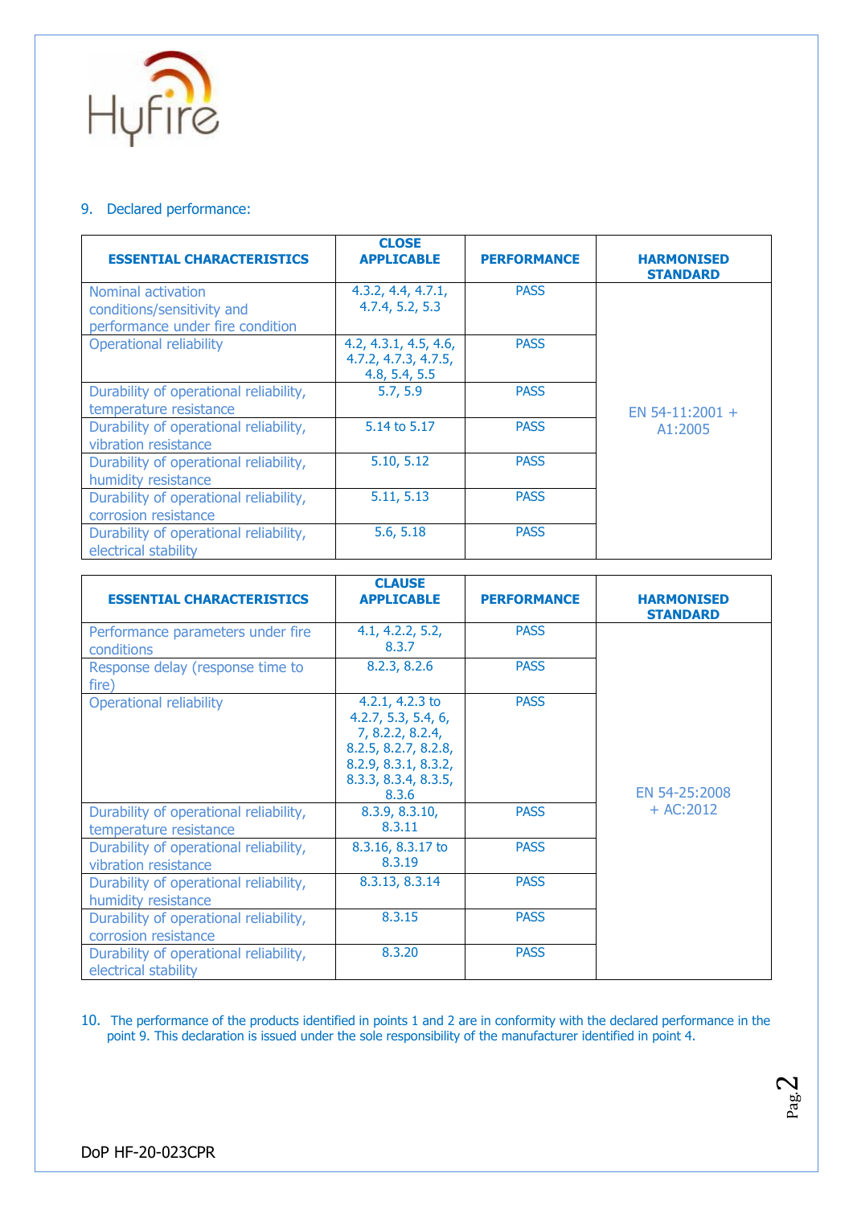Hyfire

9. Declared performance:

| ESSENTIAL CHARACTERISTICS | CLOSE APPLICABLE | PERFORMANCE | HARMONISED STANDARD |
|---|---|---|---|
| Nominal activation conditions/sensitivity and performance under fire condition | 4.3.2, 4.4, 4.7.1, 4.7.4, 5.2, 5.3 | PASS | EN 54-11:2001 + A1:2005 |
| Operational reliability | 4.2, 4.3.1, 4.5, 4.6, 4.7.2, 4.7.3, 4.7.5, 4.8, 5.4, 5.5 | PASS | |
| Durability of operational reliability, temperature resistance | 5.7, 5.9 | PASS | |
| Durability of operational reliability, vibration resistance | 5.14 to 5.17 | PASS | |
| Durability of operational reliability, humidity resistance | 5.10, 5.12 | PASS | |
| Durability of operational reliability, corrosion resistance | 5.11, 5.13 | PASS | |
| Durability of operational reliability, electrical stability | 5.6, 5.18 | PASS | |

| ESSENTIAL CHARACTERISTICS | CLAUSE APPLICABLE | PERFORMANCE | HARMONISED STANDARD |
|---|---|---|---|
| Performance parameters under fire conditions | 4.1, 4.2.2, 5.2, 8.3.7 | PASS | EN 54-25:2008 + AC:2012 |
| Response delay (response time to fire) | 8.2.3, 8.2.6 | PASS | |
| Operational reliability | 4.2.1, 4.2.3 to 4.2.7, 5.3, 5.4, 6, 7, 8.2.2, 8.2.4, 8.2.5, 8.2.7, 8.2.8, 8.2.9, 8.3.1, 8.3.2, 8.3.3, 8.3.4, 8.3.5, 8.3.6 | PASS | |
| Durability of operational reliability, temperature resistance | 8.3.9, 8.3.10, 8.3.11 | PASS | |
| Durability of operational reliability, vibration resistance | 8.3.16, 8.3.17 to 8.3.19 | PASS | |
| Durability of operational reliability, humidity resistance | 8.3.13, 8.3.14 | PASS | |
| Durability of operational reliability, corrosion resistance | 8.3.15 | PASS | |
| Durability of operational reliability, electrical stability | 8.3.20 | PASS | |

10. The performance of the products identified in points 1 and 2 are in conformity with the declared performance in the point 9. This declaration is issued under the sole responsibility of the manufacturer identified in point 4.

DoP HF-20-023CPR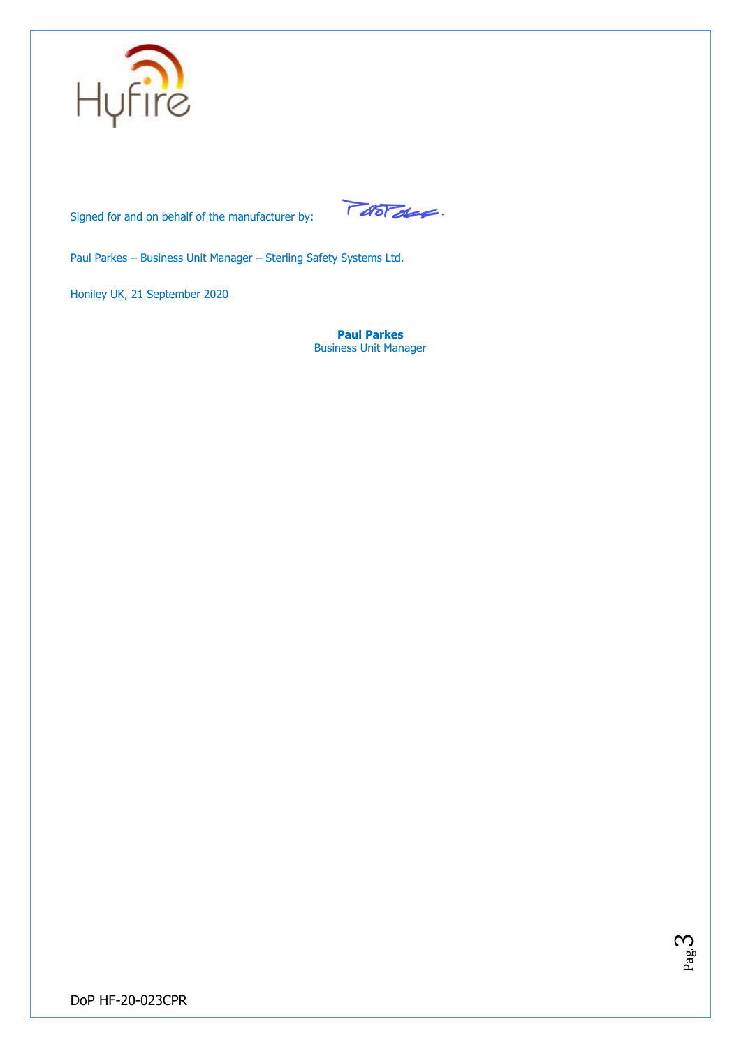Signed for and on behalf of the manufacturer by:

Paul Parkes – Business Unit Manager – Sterling Safety Systems Ltd.

Honiley UK, 21 September 2020

**Paul Parkes**
Business Unit Manager

DoP HF-20-023CPR